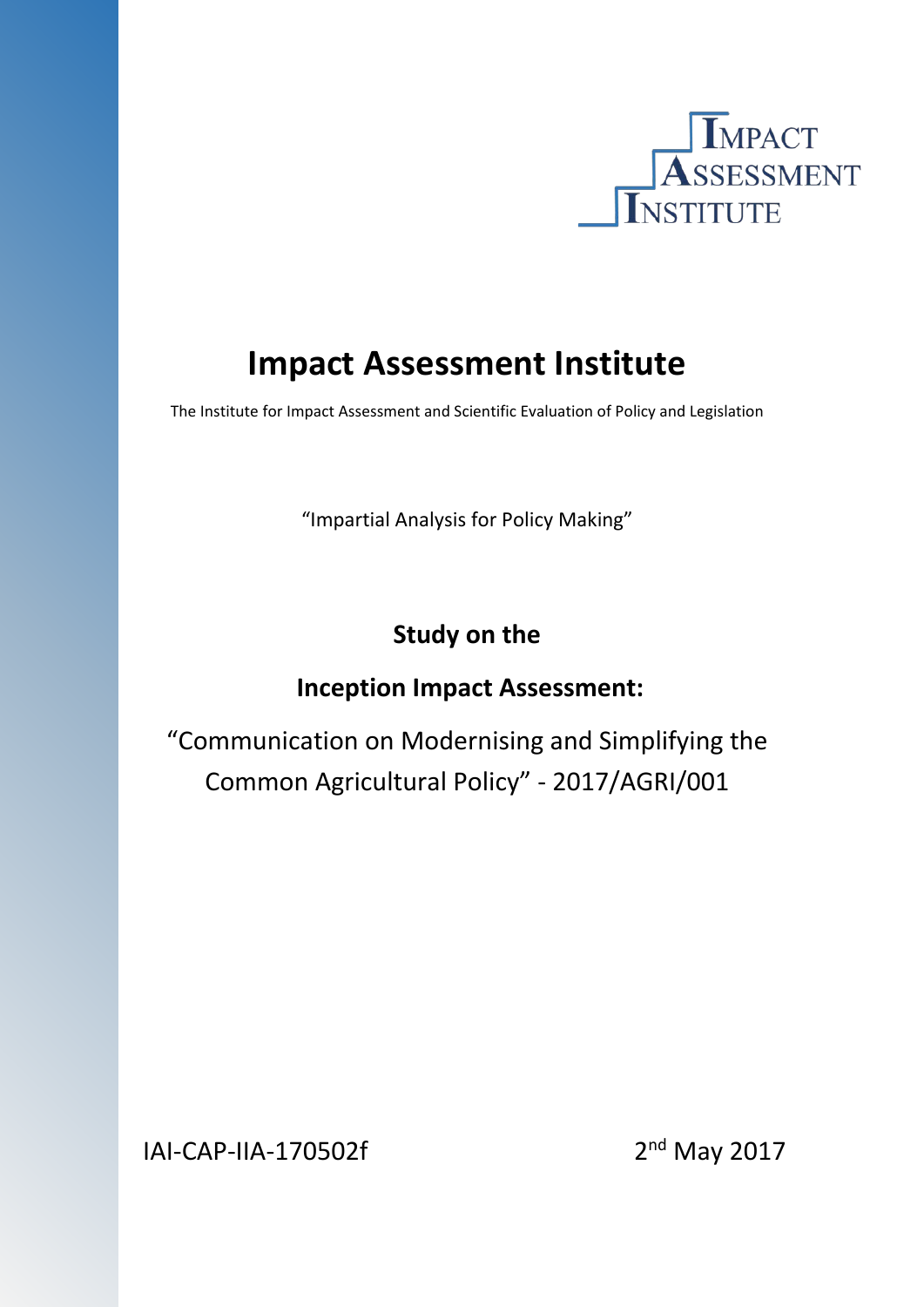IMPACT ASSESSMENT INSTITUTE

# Impact Assessment Institute

The Institute for Impact Assessment and Scientific Evaluation of Policy and Legislation

"Impartial Analysis for Policy Making"

**Study on the**

**Inception Impact Assessment:**

"Communication on Modernising and Simplifying the Common Agricultural Policy" - 2017/AGRI/001

IAI-CAP-IIA-170502f

2nd May 2017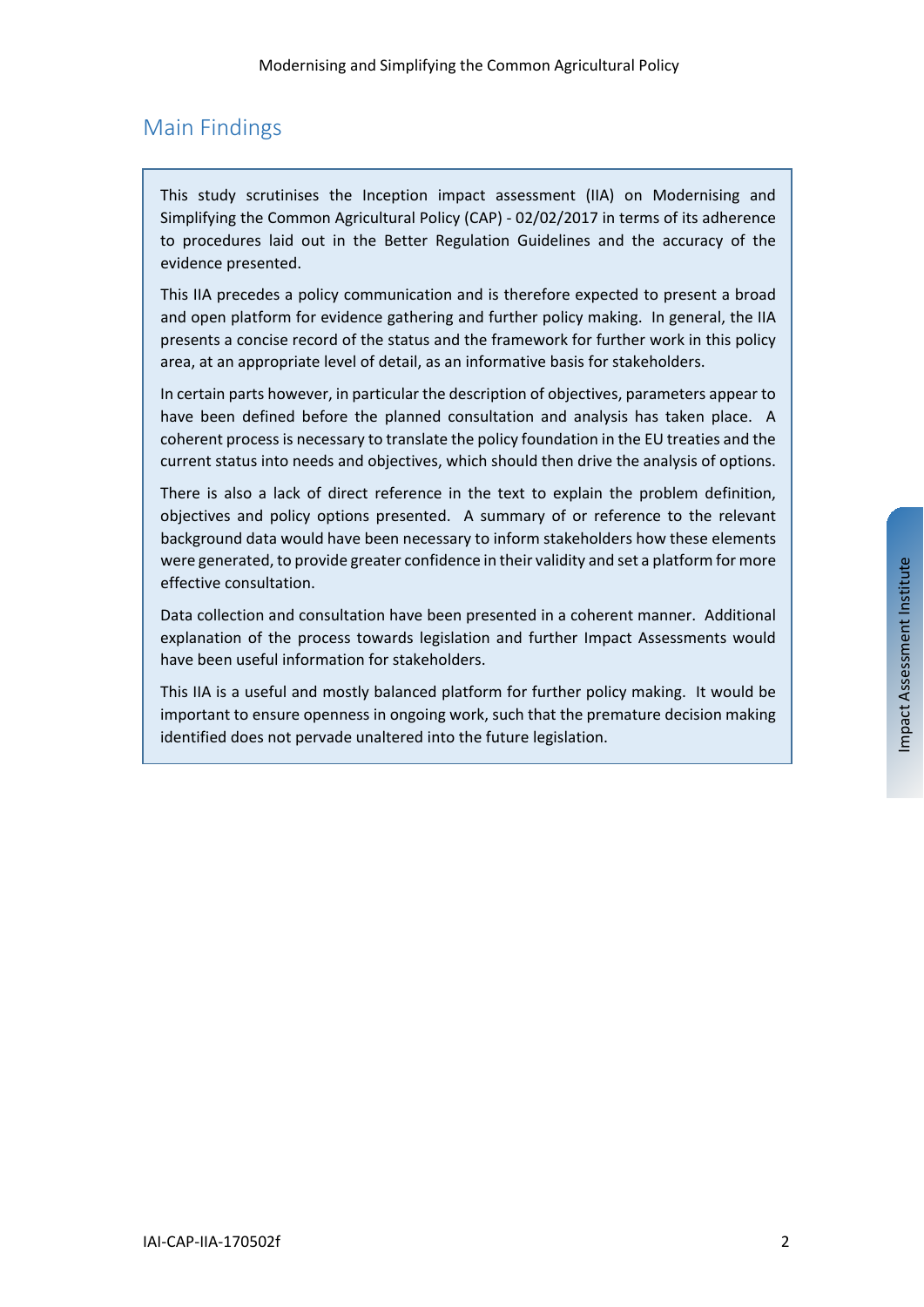## Main Findings

This study scrutinises the Inception impact assessment (IIA) on Modernising and Simplifying the Common Agricultural Policy (CAP) - 02/02/2017 in terms of its adherence to procedures laid out in the Better Regulation Guidelines and the accuracy of the evidence presented.

This IIA precedes a policy communication and is therefore expected to present a broad and open platform for evidence gathering and further policy making. In general, the IIA presents a concise record of the status and the framework for further work in this policy area, at an appropriate level of detail, as an informative basis for stakeholders.

In certain parts however, in particular the description of objectives, parameters appear to have been defined before the planned consultation and analysis has taken place. A coherent process is necessary to translate the policy foundation in the EU treaties and the current status into needs and objectives, which should then drive the analysis of options.

There is also a lack of direct reference in the text to explain the problem definition, objectives and policy options presented. A summary of or reference to the relevant background data would have been necessary to inform stakeholders how these elements were generated, to provide greater confidence in their validity and set a platform for more effective consultation.

Data collection and consultation have been presented in a coherent manner. Additional explanation of the process towards legislation and further Impact Assessments would have been useful information for stakeholders.

This IIA is a useful and mostly balanced platform for further policy making. It would be important to ensure openness in ongoing work, such that the premature decision making identified does not pervade unaltered into the future legislation.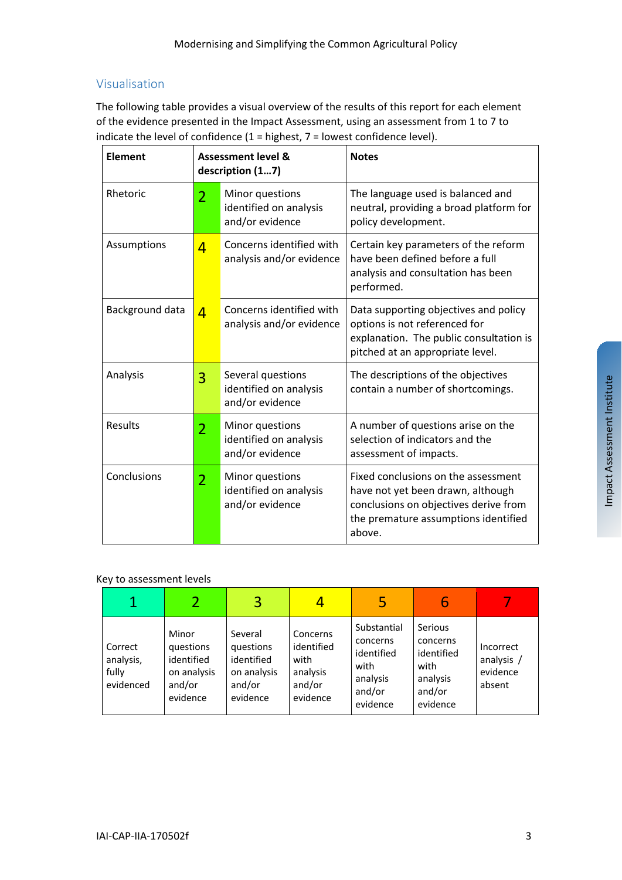## Visualisation

The following table provides a visual overview of the results of this report for each element of the evidence presented in the Impact Assessment, using an assessment from 1 to 7 to indicate the level of confidence (1 = highest, 7 = lowest confidence level).

| Element | Assessment level & description (1…7) | | Notes |
|---|---|---|---|
| Rhetoric | 2 | Minor questions identified on analysis and/or evidence | The language used is balanced and neutral, providing a broad platform for policy development. |
| Assumptions | 4 | Concerns identified with analysis and/or evidence | Certain key parameters of the reform have been defined before a full analysis and consultation has been performed. |
| Background data | 4 | Concerns identified with analysis and/or evidence | Data supporting objectives and policy options is not referenced for explanation. The public consultation is pitched at an appropriate level. |
| Analysis | 3 | Several questions identified on analysis and/or evidence | The descriptions of the objectives contain a number of shortcomings. |
| Results | 2 | Minor questions identified on analysis and/or evidence | A number of questions arise on the selection of indicators and the assessment of impacts. |
| Conclusions | 2 | Minor questions identified on analysis and/or evidence | Fixed conclusions on the assessment have not yet been drawn, although conclusions on objectives derive from the premature assumptions identified above. |

Key to assessment levels

| 1 | 2 | 3 | 4 | 5 | 6 | 7 |
|---|---|---|---|---|---|---|
| Correct analysis, fully evidenced | Minor questions identified on analysis and/or evidence | Several questions identified on analysis and/or evidence | Concerns identified with analysis and/or evidence | Substantial concerns identified with analysis and/or evidence | Serious concerns identified with analysis and/or evidence | Incorrect analysis / evidence absent |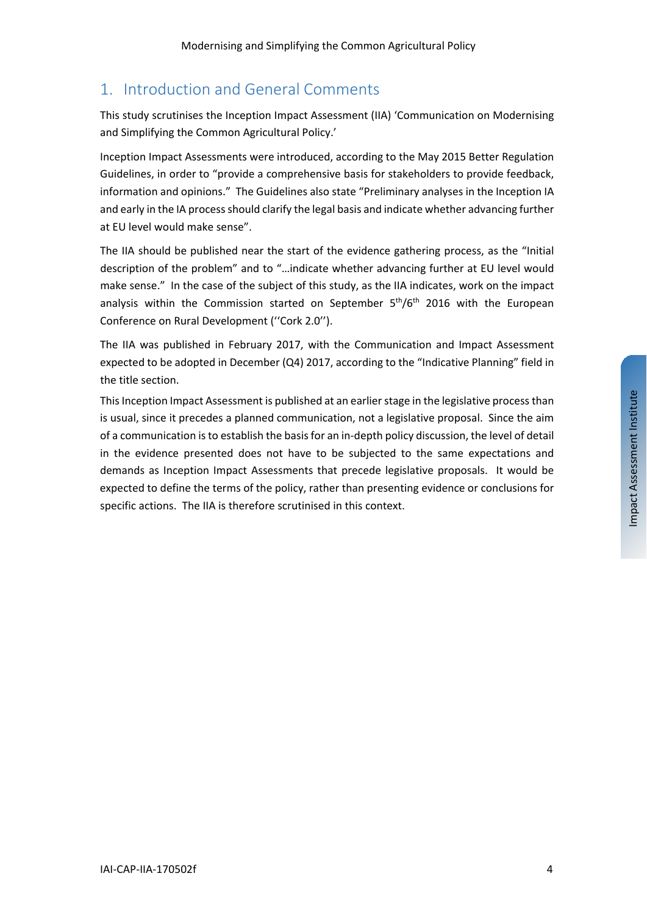# 1. Introduction and General Comments

This study scrutinises the Inception Impact Assessment (IIA) 'Communication on Modernising and Simplifying the Common Agricultural Policy.'

Inception Impact Assessments were introduced, according to the May 2015 Better Regulation Guidelines, in order to "provide a comprehensive basis for stakeholders to provide feedback, information and opinions." The Guidelines also state "Preliminary analyses in the Inception IA and early in the IA process should clarify the legal basis and indicate whether advancing further at EU level would make sense".

The IIA should be published near the start of the evidence gathering process, as the "Initial description of the problem" and to "…indicate whether advancing further at EU level would make sense." In the case of the subject of this study, as the IIA indicates, work on the impact analysis within the Commission started on September 5th/6th 2016 with the European Conference on Rural Development (''Cork 2.0'').

The IIA was published in February 2017, with the Communication and Impact Assessment expected to be adopted in December (Q4) 2017, according to the "Indicative Planning" field in the title section.

This Inception Impact Assessment is published at an earlier stage in the legislative process than is usual, since it precedes a planned communication, not a legislative proposal. Since the aim of a communication is to establish the basis for an in-depth policy discussion, the level of detail in the evidence presented does not have to be subjected to the same expectations and demands as Inception Impact Assessments that precede legislative proposals. It would be expected to define the terms of the policy, rather than presenting evidence or conclusions for specific actions. The IIA is therefore scrutinised in this context.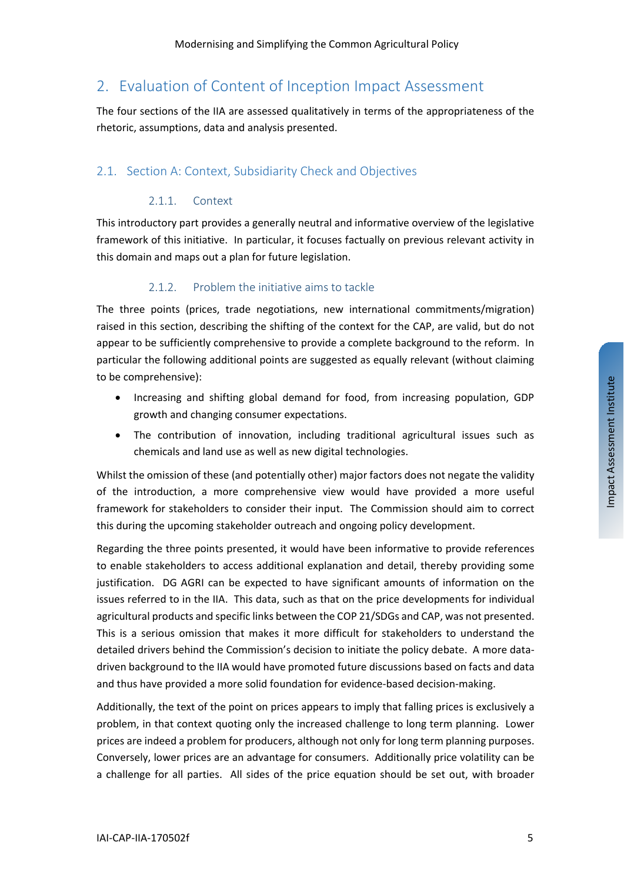# 2. Evaluation of Content of Inception Impact Assessment

The four sections of the IIA are assessed qualitatively in terms of the appropriateness of the rhetoric, assumptions, data and analysis presented.

## 2.1. Section A: Context, Subsidiarity Check and Objectives

### 2.1.1. Context

This introductory part provides a generally neutral and informative overview of the legislative framework of this initiative. In particular, it focuses factually on previous relevant activity in this domain and maps out a plan for future legislation.

### 2.1.2. Problem the initiative aims to tackle

The three points (prices, trade negotiations, new international commitments/migration) raised in this section, describing the shifting of the context for the CAP, are valid, but do not appear to be sufficiently comprehensive to provide a complete background to the reform. In particular the following additional points are suggested as equally relevant (without claiming to be comprehensive):

- Increasing and shifting global demand for food, from increasing population, GDP growth and changing consumer expectations.
- The contribution of innovation, including traditional agricultural issues such as chemicals and land use as well as new digital technologies.

Whilst the omission of these (and potentially other) major factors does not negate the validity of the introduction, a more comprehensive view would have provided a more useful framework for stakeholders to consider their input. The Commission should aim to correct this during the upcoming stakeholder outreach and ongoing policy development.

Regarding the three points presented, it would have been informative to provide references to enable stakeholders to access additional explanation and detail, thereby providing some justification. DG AGRI can be expected to have significant amounts of information on the issues referred to in the IIA. This data, such as that on the price developments for individual agricultural products and specific links between the COP 21/SDGs and CAP, was not presented. This is a serious omission that makes it more difficult for stakeholders to understand the detailed drivers behind the Commission's decision to initiate the policy debate. A more data-driven background to the IIA would have promoted future discussions based on facts and data and thus have provided a more solid foundation for evidence-based decision-making.

Additionally, the text of the point on prices appears to imply that falling prices is exclusively a problem, in that context quoting only the increased challenge to long term planning. Lower prices are indeed a problem for producers, although not only for long term planning purposes. Conversely, lower prices are an advantage for consumers. Additionally price volatility can be a challenge for all parties. All sides of the price equation should be set out, with broader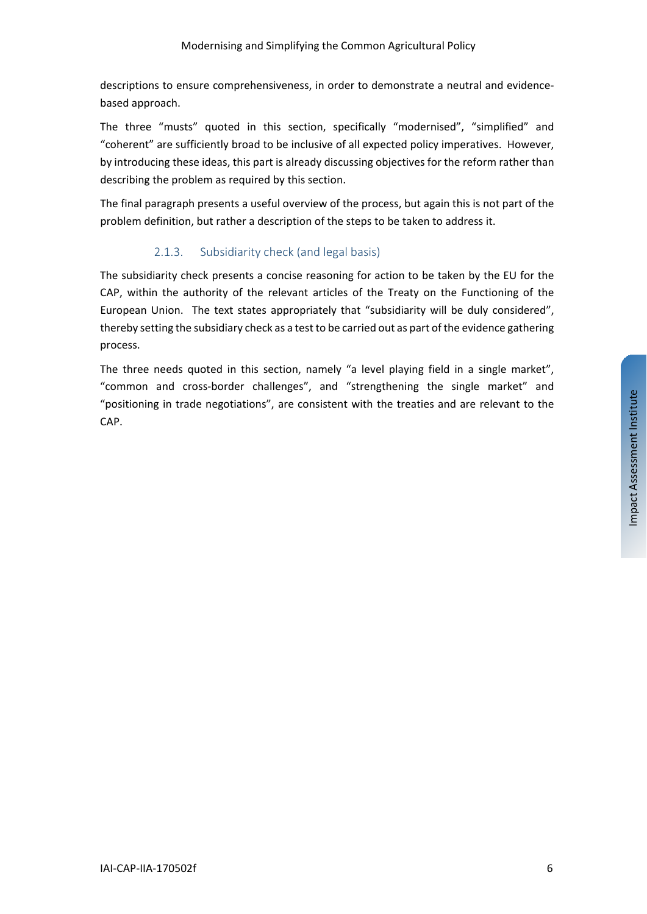descriptions to ensure comprehensiveness, in order to demonstrate a neutral and evidence-based approach.

The three "musts" quoted in this section, specifically "modernised", "simplified" and "coherent" are sufficiently broad to be inclusive of all expected policy imperatives. However, by introducing these ideas, this part is already discussing objectives for the reform rather than describing the problem as required by this section.

The final paragraph presents a useful overview of the process, but again this is not part of the problem definition, but rather a description of the steps to be taken to address it.

### 2.1.3. Subsidiarity check (and legal basis)

The subsidiarity check presents a concise reasoning for action to be taken by the EU for the CAP, within the authority of the relevant articles of the Treaty on the Functioning of the European Union. The text states appropriately that "subsidiarity will be duly considered", thereby setting the subsidiary check as a test to be carried out as part of the evidence gathering process.

The three needs quoted in this section, namely "a level playing field in a single market", "common and cross-border challenges", and "strengthening the single market" and "positioning in trade negotiations", are consistent with the treaties and are relevant to the CAP.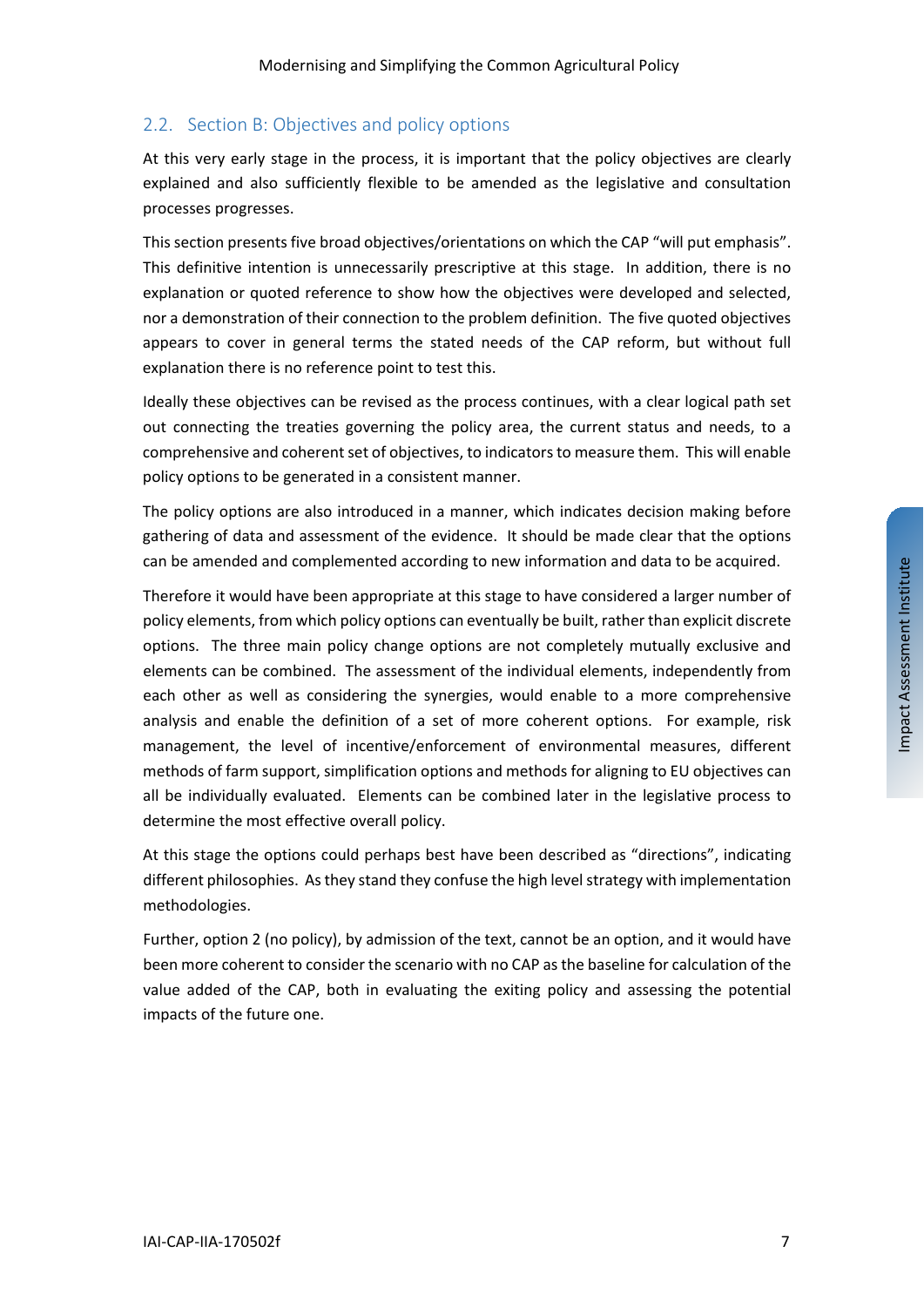## 2.2. Section B: Objectives and policy options

At this very early stage in the process, it is important that the policy objectives are clearly explained and also sufficiently flexible to be amended as the legislative and consultation processes progresses.

This section presents five broad objectives/orientations on which the CAP "will put emphasis". This definitive intention is unnecessarily prescriptive at this stage. In addition, there is no explanation or quoted reference to show how the objectives were developed and selected, nor a demonstration of their connection to the problem definition. The five quoted objectives appears to cover in general terms the stated needs of the CAP reform, but without full explanation there is no reference point to test this.

Ideally these objectives can be revised as the process continues, with a clear logical path set out connecting the treaties governing the policy area, the current status and needs, to a comprehensive and coherent set of objectives, to indicators to measure them. This will enable policy options to be generated in a consistent manner.

The policy options are also introduced in a manner, which indicates decision making before gathering of data and assessment of the evidence. It should be made clear that the options can be amended and complemented according to new information and data to be acquired.

Therefore it would have been appropriate at this stage to have considered a larger number of policy elements, from which policy options can eventually be built, rather than explicit discrete options. The three main policy change options are not completely mutually exclusive and elements can be combined. The assessment of the individual elements, independently from each other as well as considering the synergies, would enable to a more comprehensive analysis and enable the definition of a set of more coherent options. For example, risk management, the level of incentive/enforcement of environmental measures, different methods of farm support, simplification options and methods for aligning to EU objectives can all be individually evaluated. Elements can be combined later in the legislative process to determine the most effective overall policy.

At this stage the options could perhaps best have been described as "directions", indicating different philosophies. As they stand they confuse the high level strategy with implementation methodologies.

Further, option 2 (no policy), by admission of the text, cannot be an option, and it would have been more coherent to consider the scenario with no CAP as the baseline for calculation of the value added of the CAP, both in evaluating the exiting policy and assessing the potential impacts of the future one.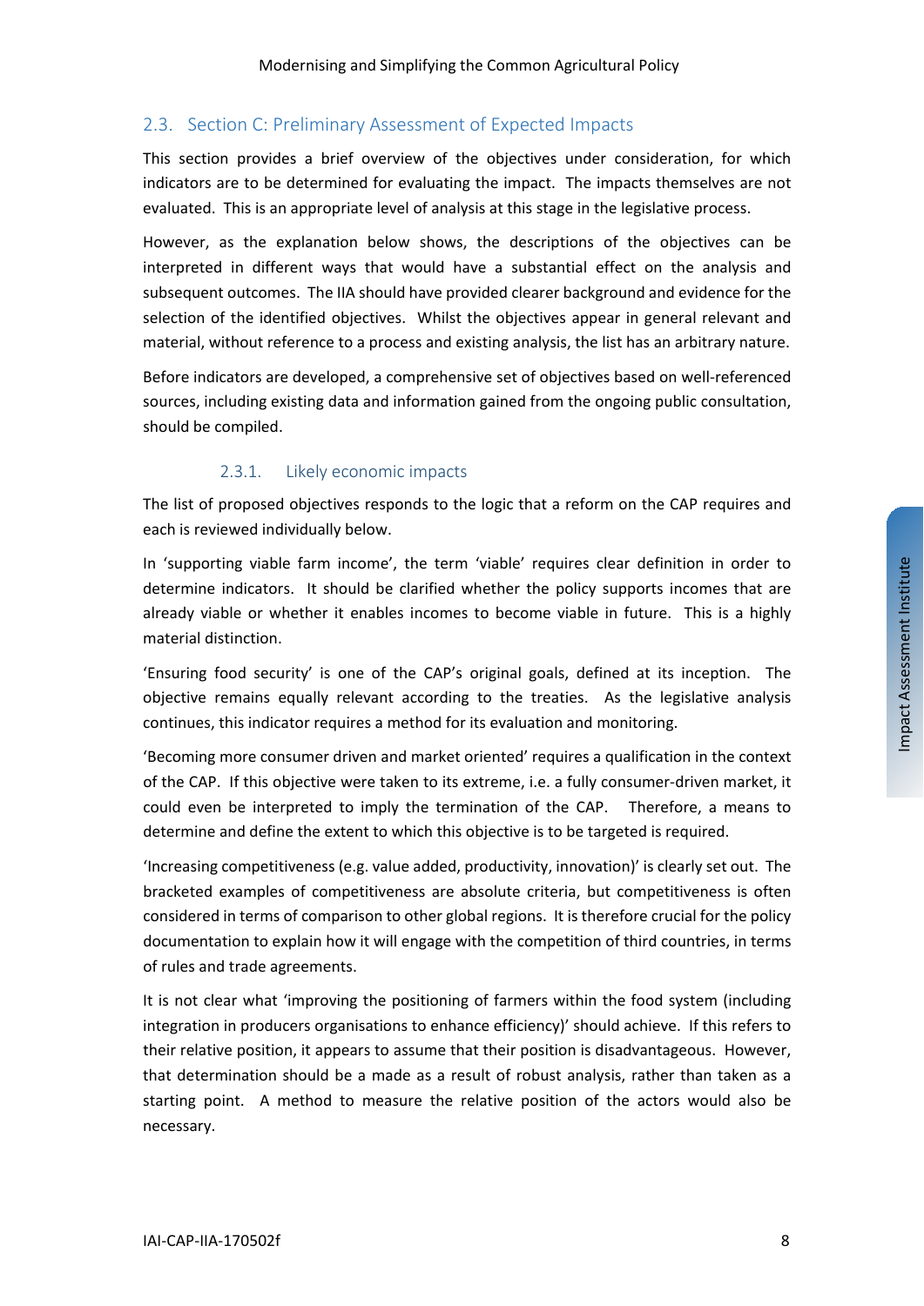## 2.3. Section C: Preliminary Assessment of Expected Impacts

This section provides a brief overview of the objectives under consideration, for which indicators are to be determined for evaluating the impact. The impacts themselves are not evaluated. This is an appropriate level of analysis at this stage in the legislative process.

However, as the explanation below shows, the descriptions of the objectives can be interpreted in different ways that would have a substantial effect on the analysis and subsequent outcomes. The IIA should have provided clearer background and evidence for the selection of the identified objectives. Whilst the objectives appear in general relevant and material, without reference to a process and existing analysis, the list has an arbitrary nature.

Before indicators are developed, a comprehensive set of objectives based on well-referenced sources, including existing data and information gained from the ongoing public consultation, should be compiled.

### 2.3.1. Likely economic impacts

The list of proposed objectives responds to the logic that a reform on the CAP requires and each is reviewed individually below.

In 'supporting viable farm income', the term 'viable' requires clear definition in order to determine indicators. It should be clarified whether the policy supports incomes that are already viable or whether it enables incomes to become viable in future. This is a highly material distinction.

'Ensuring food security' is one of the CAP's original goals, defined at its inception. The objective remains equally relevant according to the treaties. As the legislative analysis continues, this indicator requires a method for its evaluation and monitoring.

'Becoming more consumer driven and market oriented' requires a qualification in the context of the CAP. If this objective were taken to its extreme, i.e. a fully consumer-driven market, it could even be interpreted to imply the termination of the CAP. Therefore, a means to determine and define the extent to which this objective is to be targeted is required.

'Increasing competitiveness (e.g. value added, productivity, innovation)' is clearly set out. The bracketed examples of competitiveness are absolute criteria, but competitiveness is often considered in terms of comparison to other global regions. It is therefore crucial for the policy documentation to explain how it will engage with the competition of third countries, in terms of rules and trade agreements.

It is not clear what 'improving the positioning of farmers within the food system (including integration in producers organisations to enhance efficiency)' should achieve. If this refers to their relative position, it appears to assume that their position is disadvantageous. However, that determination should be a made as a result of robust analysis, rather than taken as a starting point. A method to measure the relative position of the actors would also be necessary.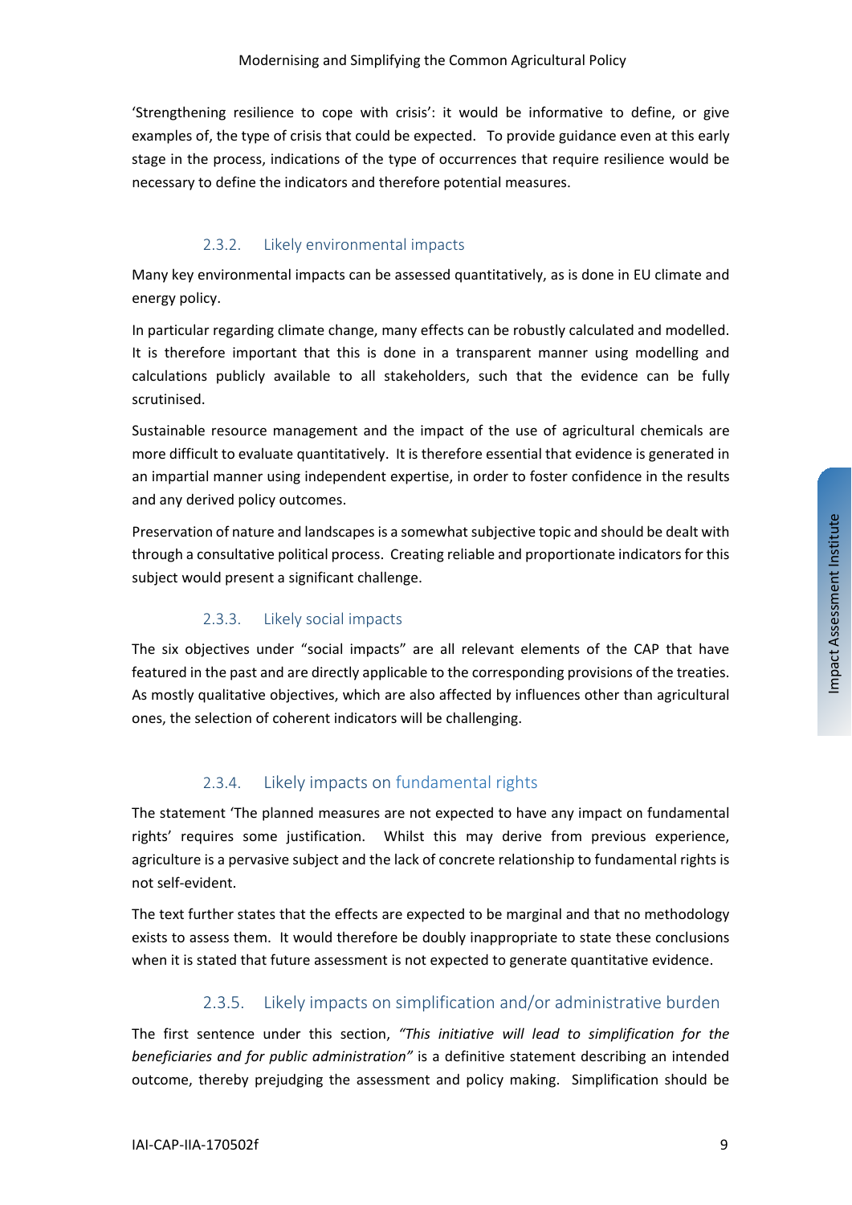'Strengthening resilience to cope with crisis': it would be informative to define, or give examples of, the type of crisis that could be expected. To provide guidance even at this early stage in the process, indications of the type of occurrences that require resilience would be necessary to define the indicators and therefore potential measures.

### 2.3.2. Likely environmental impacts

Many key environmental impacts can be assessed quantitatively, as is done in EU climate and energy policy.

In particular regarding climate change, many effects can be robustly calculated and modelled. It is therefore important that this is done in a transparent manner using modelling and calculations publicly available to all stakeholders, such that the evidence can be fully scrutinised.

Sustainable resource management and the impact of the use of agricultural chemicals are more difficult to evaluate quantitatively. It is therefore essential that evidence is generated in an impartial manner using independent expertise, in order to foster confidence in the results and any derived policy outcomes.

Preservation of nature and landscapes is a somewhat subjective topic and should be dealt with through a consultative political process. Creating reliable and proportionate indicators for this subject would present a significant challenge.

### 2.3.3. Likely social impacts

The six objectives under "social impacts" are all relevant elements of the CAP that have featured in the past and are directly applicable to the corresponding provisions of the treaties. As mostly qualitative objectives, which are also affected by influences other than agricultural ones, the selection of coherent indicators will be challenging.

### 2.3.4. Likely impacts on fundamental rights

The statement 'The planned measures are not expected to have any impact on fundamental rights' requires some justification. Whilst this may derive from previous experience, agriculture is a pervasive subject and the lack of concrete relationship to fundamental rights is not self-evident.

The text further states that the effects are expected to be marginal and that no methodology exists to assess them. It would therefore be doubly inappropriate to state these conclusions when it is stated that future assessment is not expected to generate quantitative evidence.

### 2.3.5. Likely impacts on simplification and/or administrative burden

The first sentence under this section, *"This initiative will lead to simplification for the beneficiaries and for public administration"* is a definitive statement describing an intended outcome, thereby prejudging the assessment and policy making. Simplification should be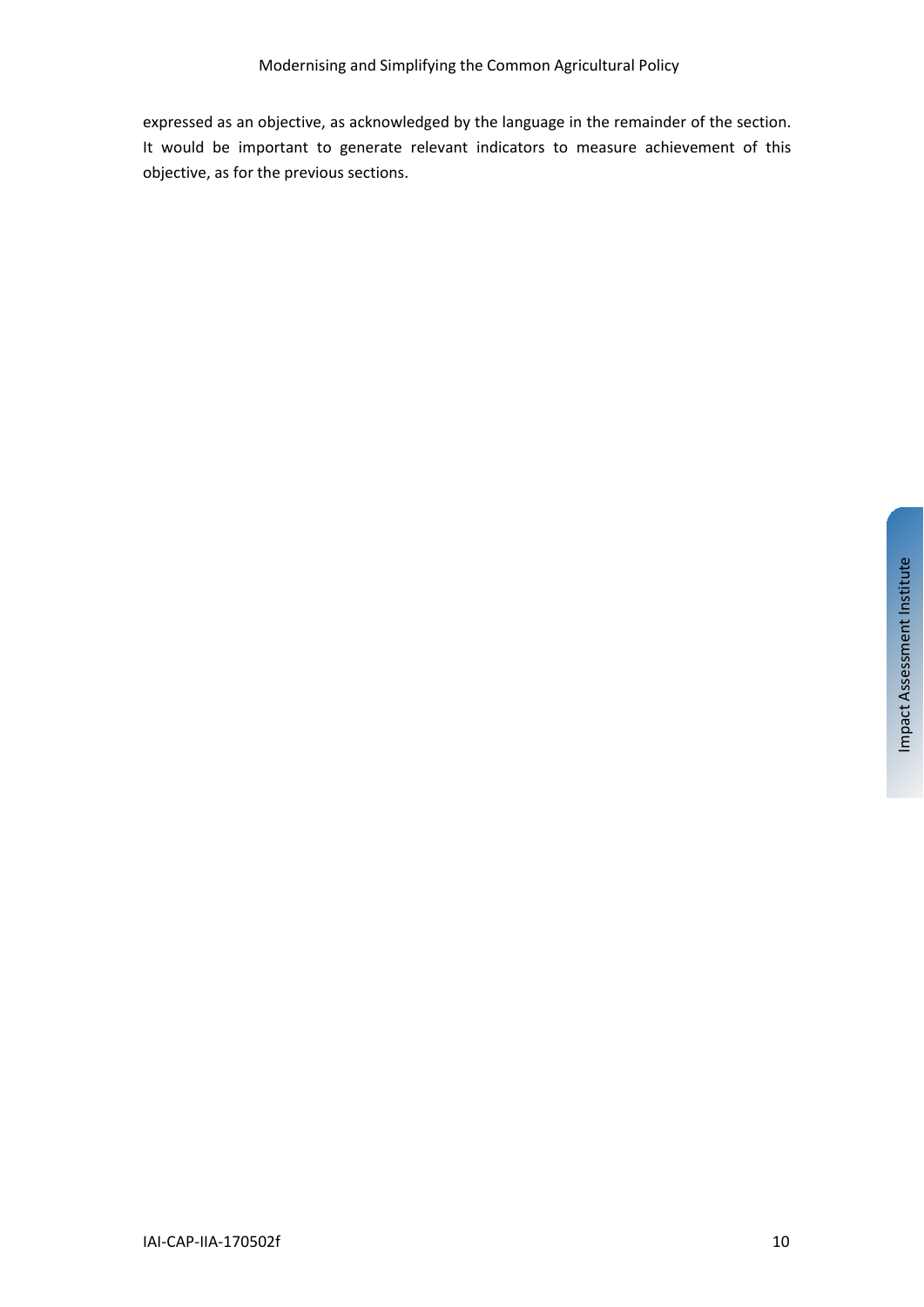expressed as an objective, as acknowledged by the language in the remainder of the section. It would be important to generate relevant indicators to measure achievement of this objective, as for the previous sections.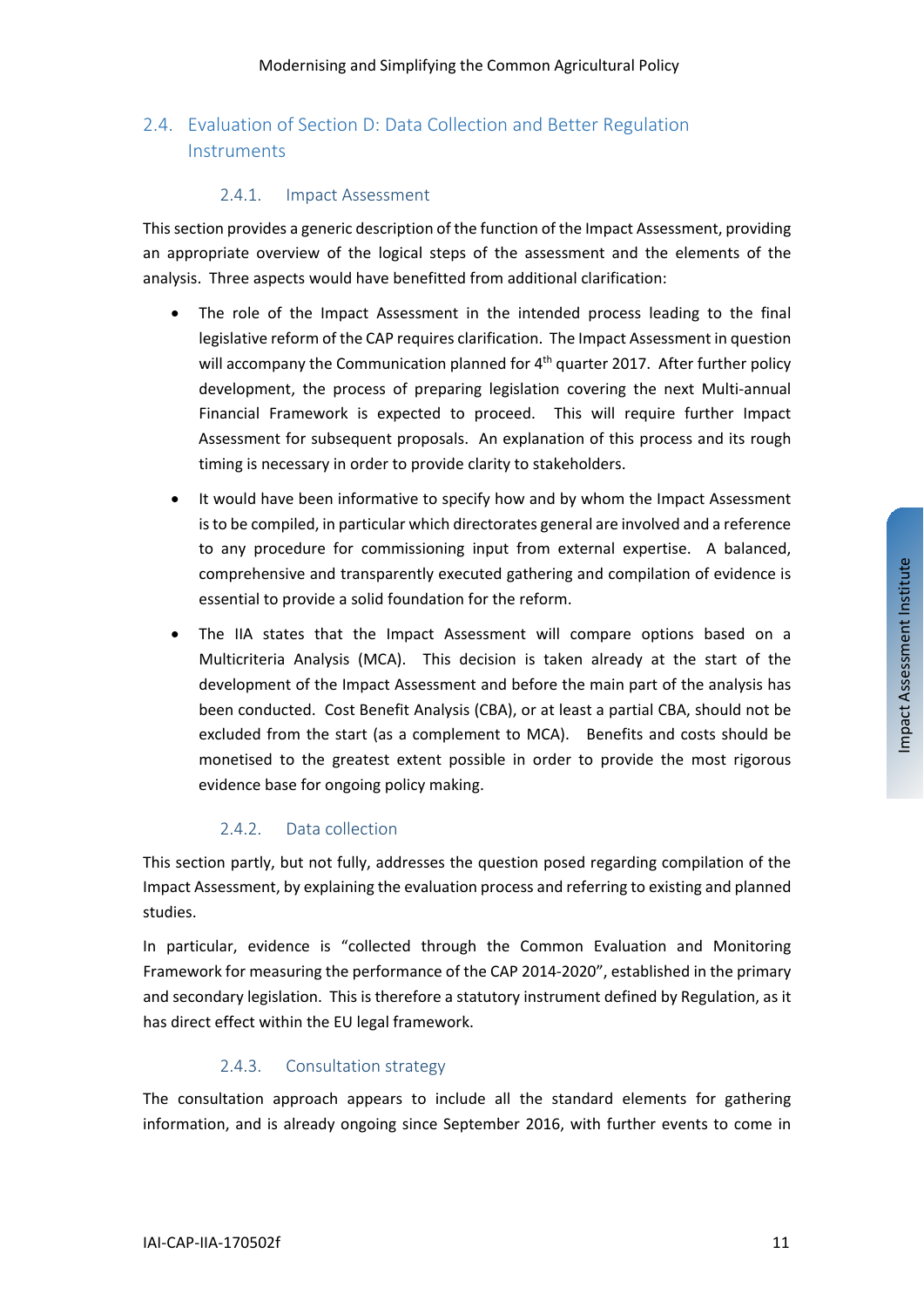## 2.4. Evaluation of Section D: Data Collection and Better Regulation Instruments

### 2.4.1. Impact Assessment

This section provides a generic description of the function of the Impact Assessment, providing an appropriate overview of the logical steps of the assessment and the elements of the analysis. Three aspects would have benefitted from additional clarification:

- The role of the Impact Assessment in the intended process leading to the final legislative reform of the CAP requires clarification. The Impact Assessment in question will accompany the Communication planned for 4th quarter 2017. After further policy development, the process of preparing legislation covering the next Multi-annual Financial Framework is expected to proceed. This will require further Impact Assessment for subsequent proposals. An explanation of this process and its rough timing is necessary in order to provide clarity to stakeholders.
- It would have been informative to specify how and by whom the Impact Assessment is to be compiled, in particular which directorates general are involved and a reference to any procedure for commissioning input from external expertise. A balanced, comprehensive and transparently executed gathering and compilation of evidence is essential to provide a solid foundation for the reform.
- The IIA states that the Impact Assessment will compare options based on a Multicriteria Analysis (MCA). This decision is taken already at the start of the development of the Impact Assessment and before the main part of the analysis has been conducted. Cost Benefit Analysis (CBA), or at least a partial CBA, should not be excluded from the start (as a complement to MCA). Benefits and costs should be monetised to the greatest extent possible in order to provide the most rigorous evidence base for ongoing policy making.

### 2.4.2. Data collection

This section partly, but not fully, addresses the question posed regarding compilation of the Impact Assessment, by explaining the evaluation process and referring to existing and planned studies.

In particular, evidence is "collected through the Common Evaluation and Monitoring Framework for measuring the performance of the CAP 2014-2020", established in the primary and secondary legislation. This is therefore a statutory instrument defined by Regulation, as it has direct effect within the EU legal framework.

### 2.4.3. Consultation strategy

The consultation approach appears to include all the standard elements for gathering information, and is already ongoing since September 2016, with further events to come in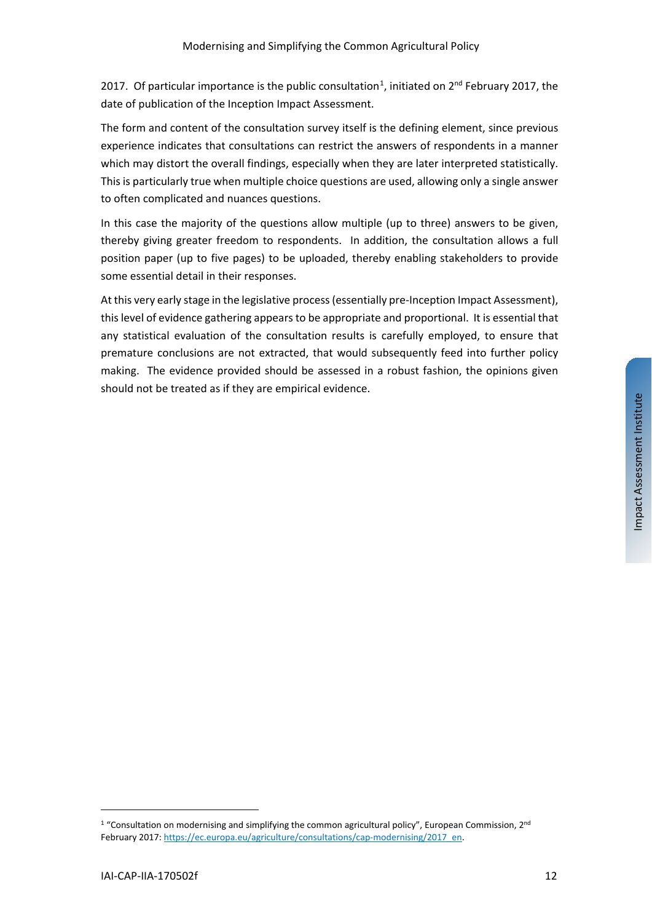2017. Of particular importance is the public consultation[1], initiated on 2nd February 2017, the date of publication of the Inception Impact Assessment.

The form and content of the consultation survey itself is the defining element, since previous experience indicates that consultations can restrict the answers of respondents in a manner which may distort the overall findings, especially when they are later interpreted statistically. This is particularly true when multiple choice questions are used, allowing only a single answer to often complicated and nuances questions.

In this case the majority of the questions allow multiple (up to three) answers to be given, thereby giving greater freedom to respondents. In addition, the consultation allows a full position paper (up to five pages) to be uploaded, thereby enabling stakeholders to provide some essential detail in their responses.

At this very early stage in the legislative process (essentially pre-Inception Impact Assessment), this level of evidence gathering appears to be appropriate and proportional. It is essential that any statistical evaluation of the consultation results is carefully employed, to ensure that premature conclusions are not extracted, that would subsequently feed into further policy making. The evidence provided should be assessed in a robust fashion, the opinions given should not be treated as if they are empirical evidence.

[1] "Consultation on modernising and simplifying the common agricultural policy", European Commission, 2nd February 2017: https://ec.europa.eu/agriculture/consultations/cap-modernising/2017_en.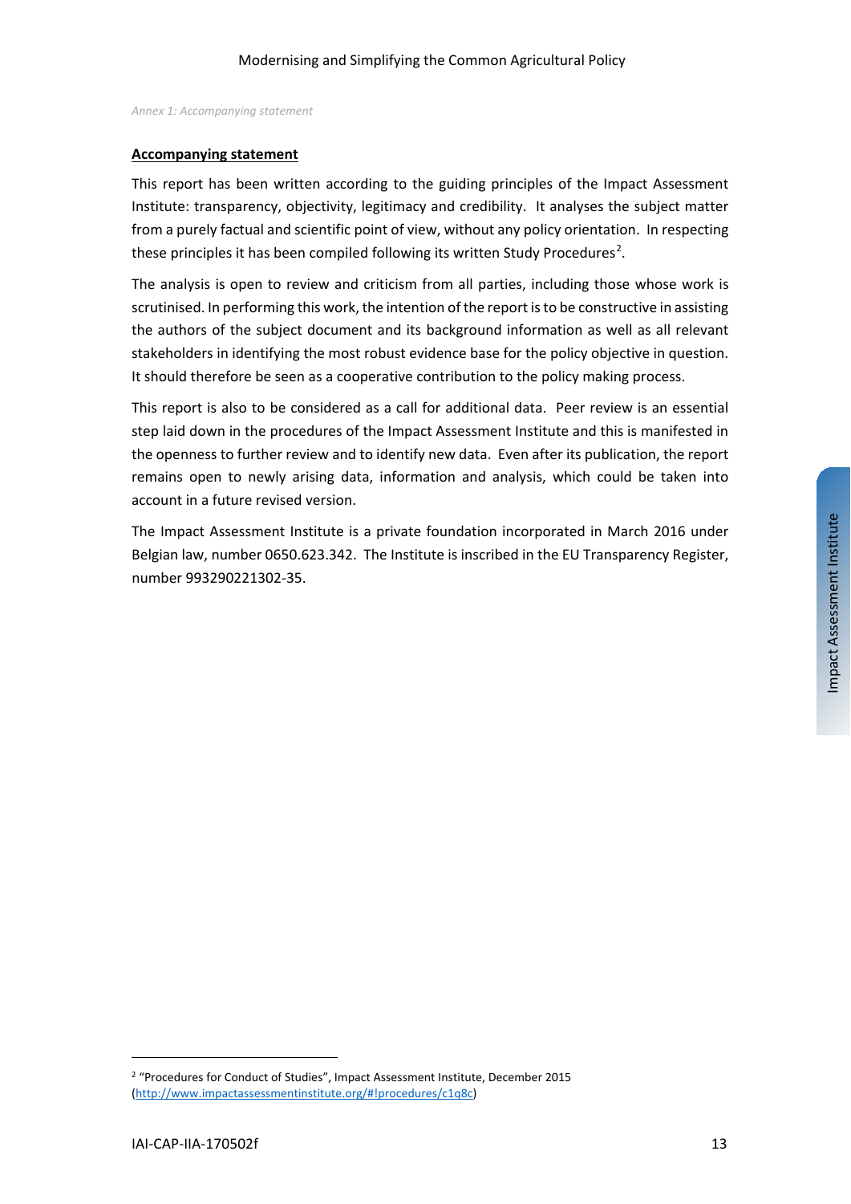*Annex 1: Accompanying statement*

**Accompanying statement**

This report has been written according to the guiding principles of the Impact Assessment Institute: transparency, objectivity, legitimacy and credibility. It analyses the subject matter from a purely factual and scientific point of view, without any policy orientation. In respecting these principles it has been compiled following its written Study Procedures[2].

The analysis is open to review and criticism from all parties, including those whose work is scrutinised. In performing this work, the intention of the report is to be constructive in assisting the authors of the subject document and its background information as well as all relevant stakeholders in identifying the most robust evidence base for the policy objective in question. It should therefore be seen as a cooperative contribution to the policy making process.

This report is also to be considered as a call for additional data. Peer review is an essential step laid down in the procedures of the Impact Assessment Institute and this is manifested in the openness to further review and to identify new data. Even after its publication, the report remains open to newly arising data, information and analysis, which could be taken into account in a future revised version.

The Impact Assessment Institute is a private foundation incorporated in March 2016 under Belgian law, number 0650.623.342. The Institute is inscribed in the EU Transparency Register, number 993290221302-35.

[2] "Procedures for Conduct of Studies", Impact Assessment Institute, December 2015 (http://www.impactassessmentinstitute.org/#!procedures/c1q8c)